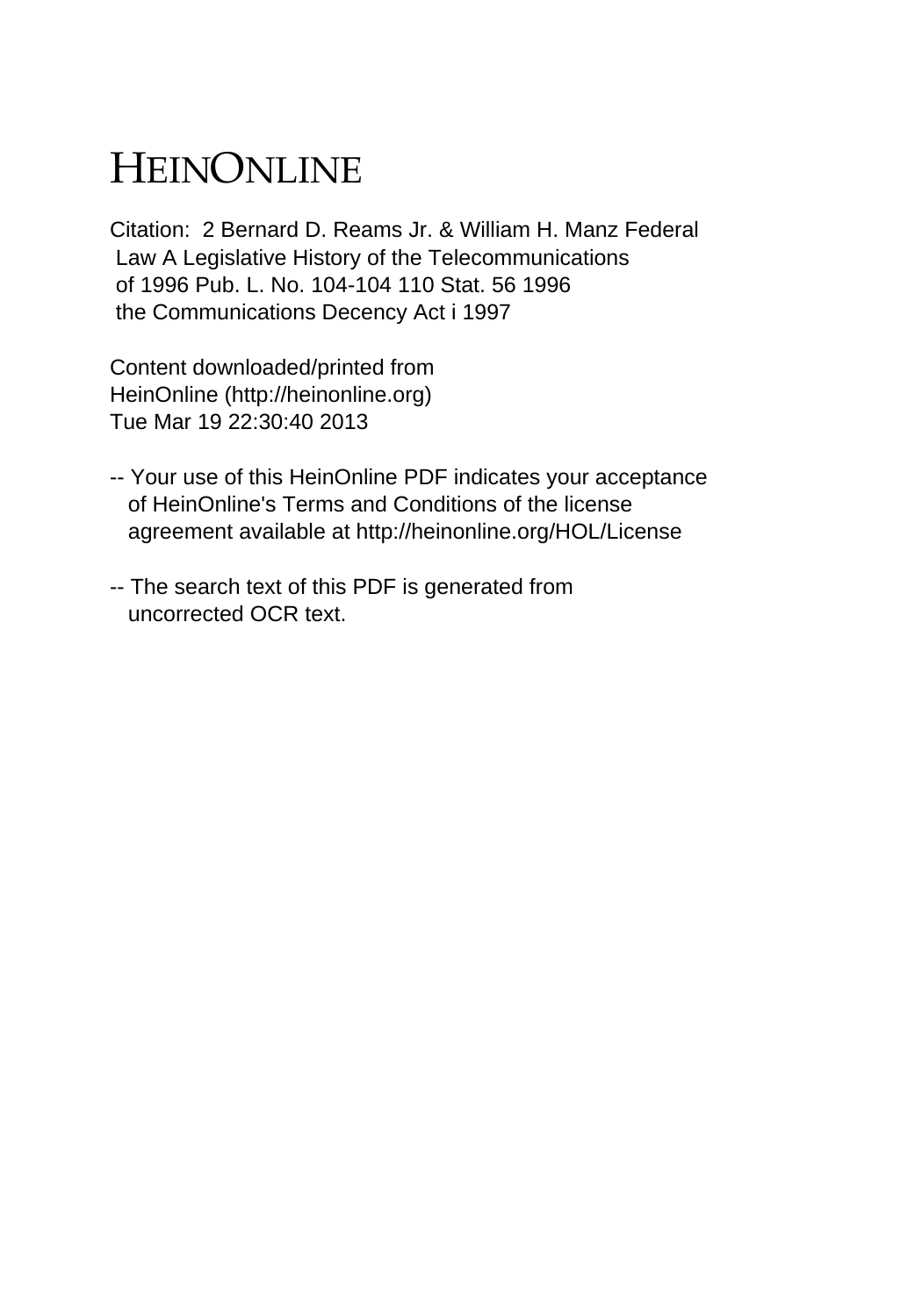# HEINONLINE

Citation: 2 Bernard D. Reams Jr. & William H. Manz Federal Law A Legislative History of the Telecommunications of 1996 Pub. L. No. 104-104 110 Stat. 56 1996 the Communications Decency Act i 1997

Content downloaded/printed from HeinOnline (http://heinonline.org)
Tue Mar 19 22:30:40 2013

-- Your use of this HeinOnline PDF indicates your acceptance of HeinOnline's Terms and Conditions of the license agreement available at http://heinonline.org/HOL/License

-- The search text of this PDF is generated from uncorrected OCR text.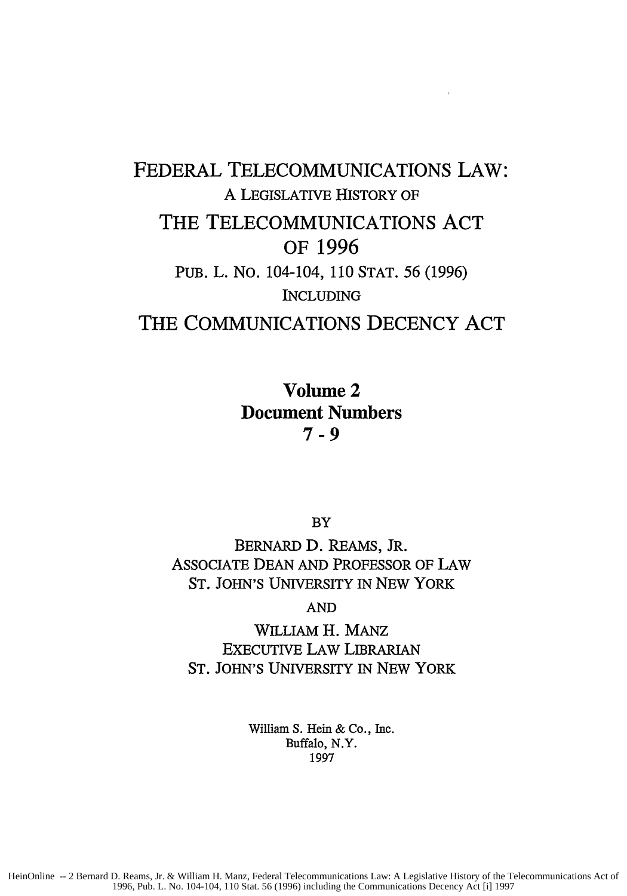# FEDERAL TELECOMMUNICATIONS LAW:

A LEGISLATIVE HISTORY OF

# THE TELECOMMUNICATIONS ACT OF 1996

PUB. L. NO. 104-104, 110 STAT. 56 (1996)

INCLUDING

# THE COMMUNICATIONS DECENCY ACT

**Volume 2**
**Document Numbers**
**7 - 9**

BY

BERNARD D. REAMS, JR.
ASSOCIATE DEAN AND PROFESSOR OF LAW
ST. JOHN'S UNIVERSITY IN NEW YORK

AND

WILLIAM H. MANZ
EXECUTIVE LAW LIBRARIAN
ST. JOHN'S UNIVERSITY IN NEW YORK

William S. Hein & Co., Inc.
Buffalo, N.Y.
1997

HeinOnline -- 2 Bernard D. Reams, Jr. & William H. Manz, Federal Telecommunications Law: A Legislative History of the Telecommunications Act of 1996, Pub. L. No. 104-104, 110 Stat. 56 (1996) including the Communications Decency Act [i] 1997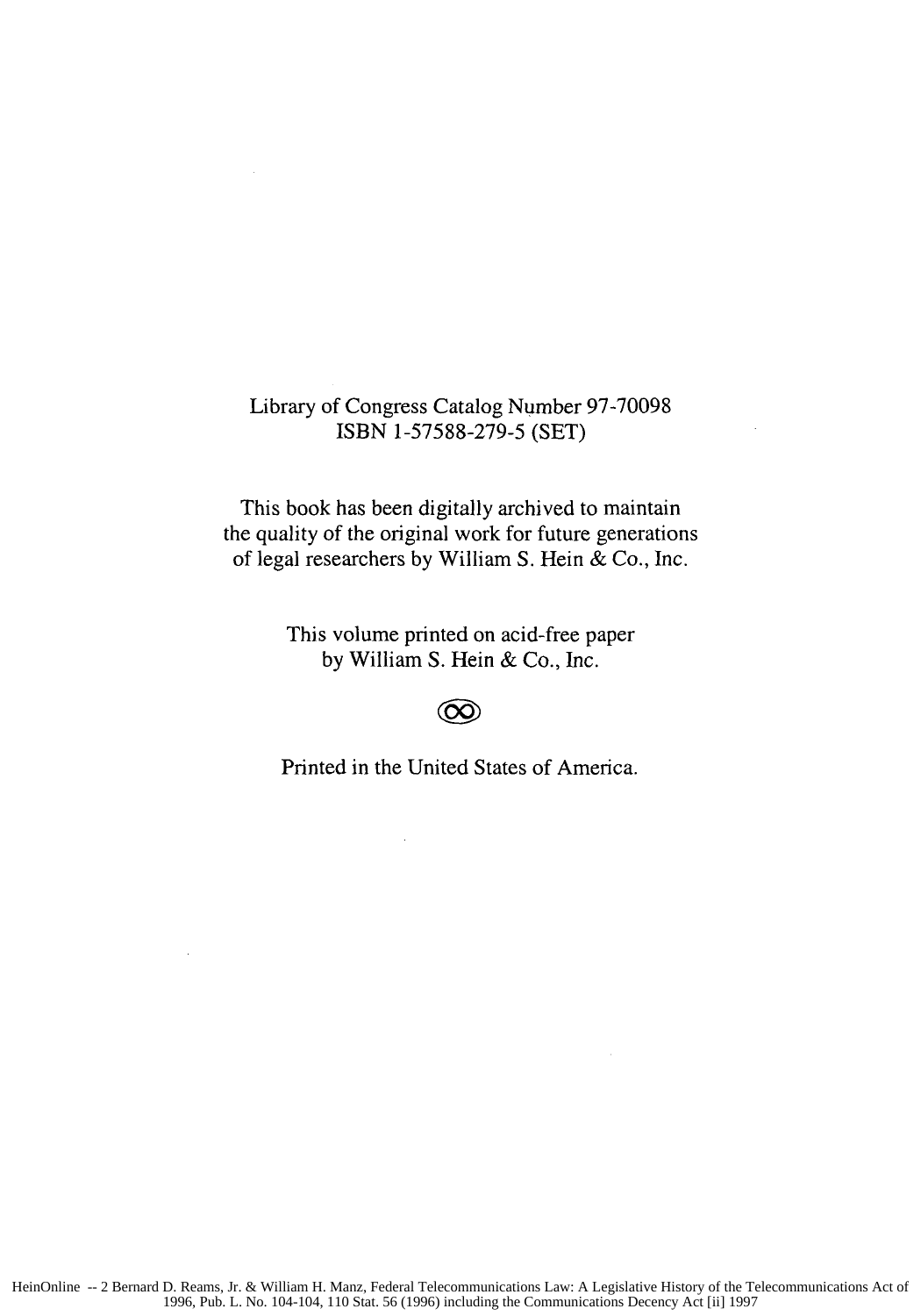Library of Congress Catalog Number 97-70098
ISBN 1-57588-279-5 (SET)

This book has been digitally archived to maintain the quality of the original work for future generations of legal researchers by William S. Hein & Co., Inc.

This volume printed on acid-free paper by William S. Hein & Co., Inc.

∞

Printed in the United States of America.